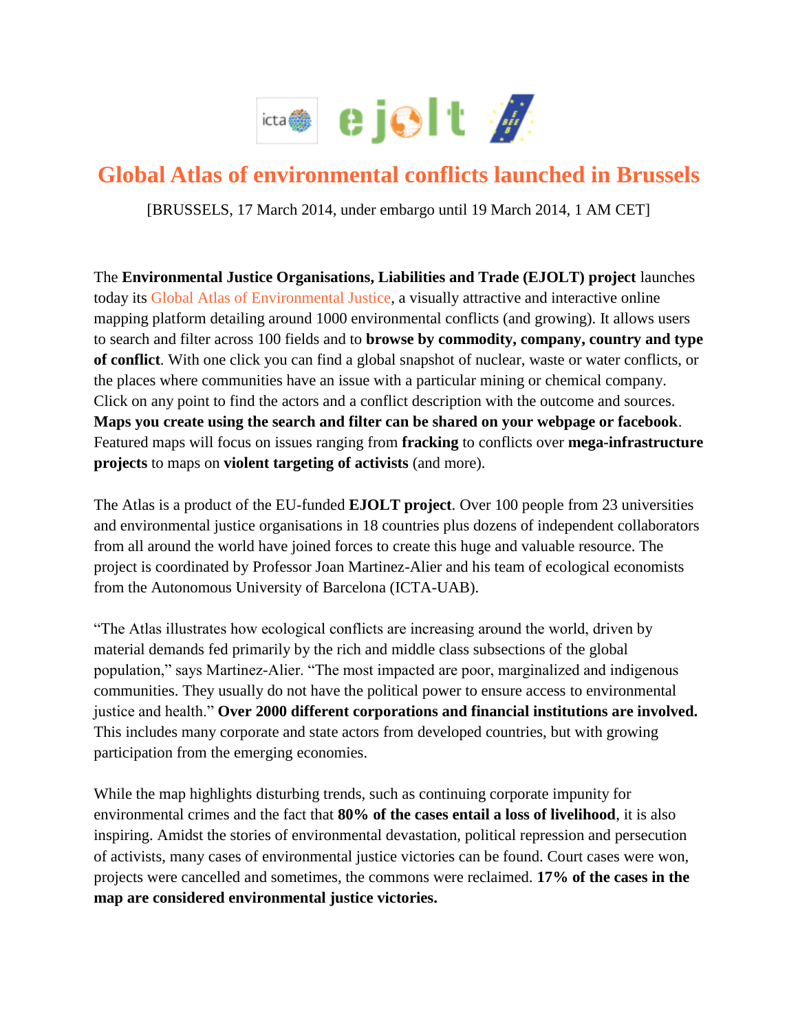# Global Atlas of environmental conflicts launched in Brussels

[BRUSSELS, 17 March 2014, under embargo until 19 March 2014, 1 AM CET]

The **Environmental Justice Organisations, Liabilities and Trade (EJOLT) project** launches today its Global Atlas of Environmental Justice, a visually attractive and interactive online mapping platform detailing around 1000 environmental conflicts (and growing). It allows users to search and filter across 100 fields and to **browse by commodity, company, country and type of conflict**. With one click you can find a global snapshot of nuclear, waste or water conflicts, or the places where communities have an issue with a particular mining or chemical company. Click on any point to find the actors and a conflict description with the outcome and sources. **Maps you create using the search and filter can be shared on your webpage or facebook**. Featured maps will focus on issues ranging from **fracking** to conflicts over **mega-infrastructure projects** to maps on **violent targeting of activists** (and more).

The Atlas is a product of the EU-funded **EJOLT project**. Over 100 people from 23 universities and environmental justice organisations in 18 countries plus dozens of independent collaborators from all around the world have joined forces to create this huge and valuable resource. The project is coordinated by Professor Joan Martinez-Alier and his team of ecological economists from the Autonomous University of Barcelona (ICTA-UAB).

"The Atlas illustrates how ecological conflicts are increasing around the world, driven by material demands fed primarily by the rich and middle class subsections of the global population," says Martinez-Alier. "The most impacted are poor, marginalized and indigenous communities. They usually do not have the political power to ensure access to environmental justice and health." **Over 2000 different corporations and financial institutions are involved.** This includes many corporate and state actors from developed countries, but with growing participation from the emerging economies.

While the map highlights disturbing trends, such as continuing corporate impunity for environmental crimes and the fact that **80% of the cases entail a loss of livelihood**, it is also inspiring. Amidst the stories of environmental devastation, political repression and persecution of activists, many cases of environmental justice victories can be found. Court cases were won, projects were cancelled and sometimes, the commons were reclaimed. **17% of the cases in the map are considered environmental justice victories.**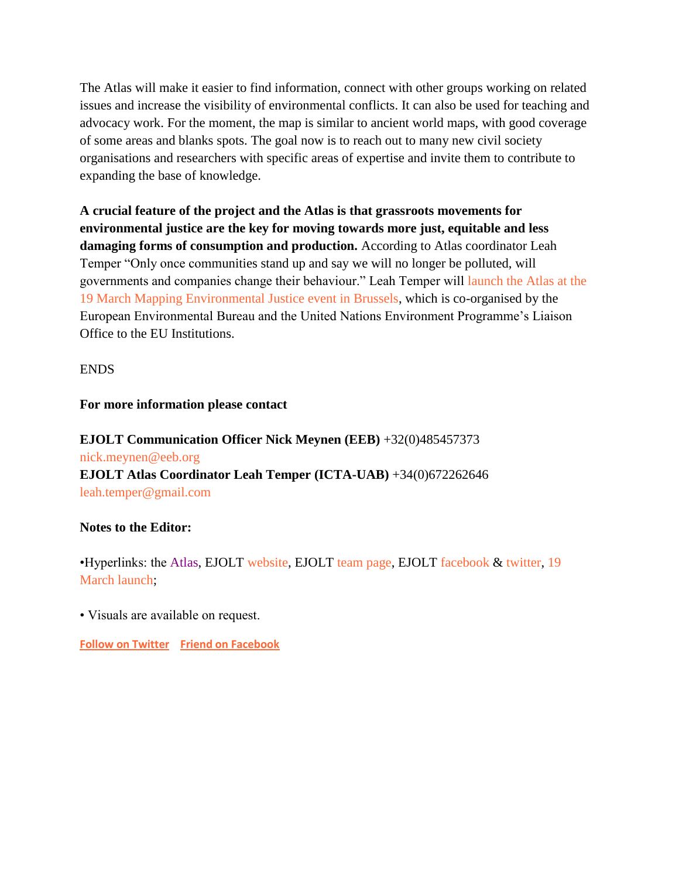The Atlas will make it easier to find information, connect with other groups working on related issues and increase the visibility of environmental conflicts. It can also be used for teaching and advocacy work. For the moment, the map is similar to ancient world maps, with good coverage of some areas and blanks spots. The goal now is to reach out to many new civil society organisations and researchers with specific areas of expertise and invite them to contribute to expanding the base of knowledge.

**A crucial feature of the project and the Atlas is that grassroots movements for environmental justice are the key for moving towards more just, equitable and less damaging forms of consumption and production.** According to Atlas coordinator Leah Temper "Only once communities stand up and say we will no longer be polluted, will governments and companies change their behaviour." Leah Temper will launch the Atlas at the 19 March Mapping Environmental Justice event in Brussels, which is co-organised by the European Environmental Bureau and the United Nations Environment Programme's Liaison Office to the EU Institutions.

ENDS

**For more information please contact**

**EJOLT Communication Officer Nick Meynen (EEB)** +32(0)485457373
nick.meynen@eeb.org
**EJOLT Atlas Coordinator Leah Temper (ICTA-UAB)** +34(0)672262646
leah.temper@gmail.com

**Notes to the Editor:**

•Hyperlinks: the Atlas, EJOLT website, EJOLT team page, EJOLT facebook & twitter, 19 March launch;

• Visuals are available on request.

**Follow on Twitter** **Friend on Facebook**